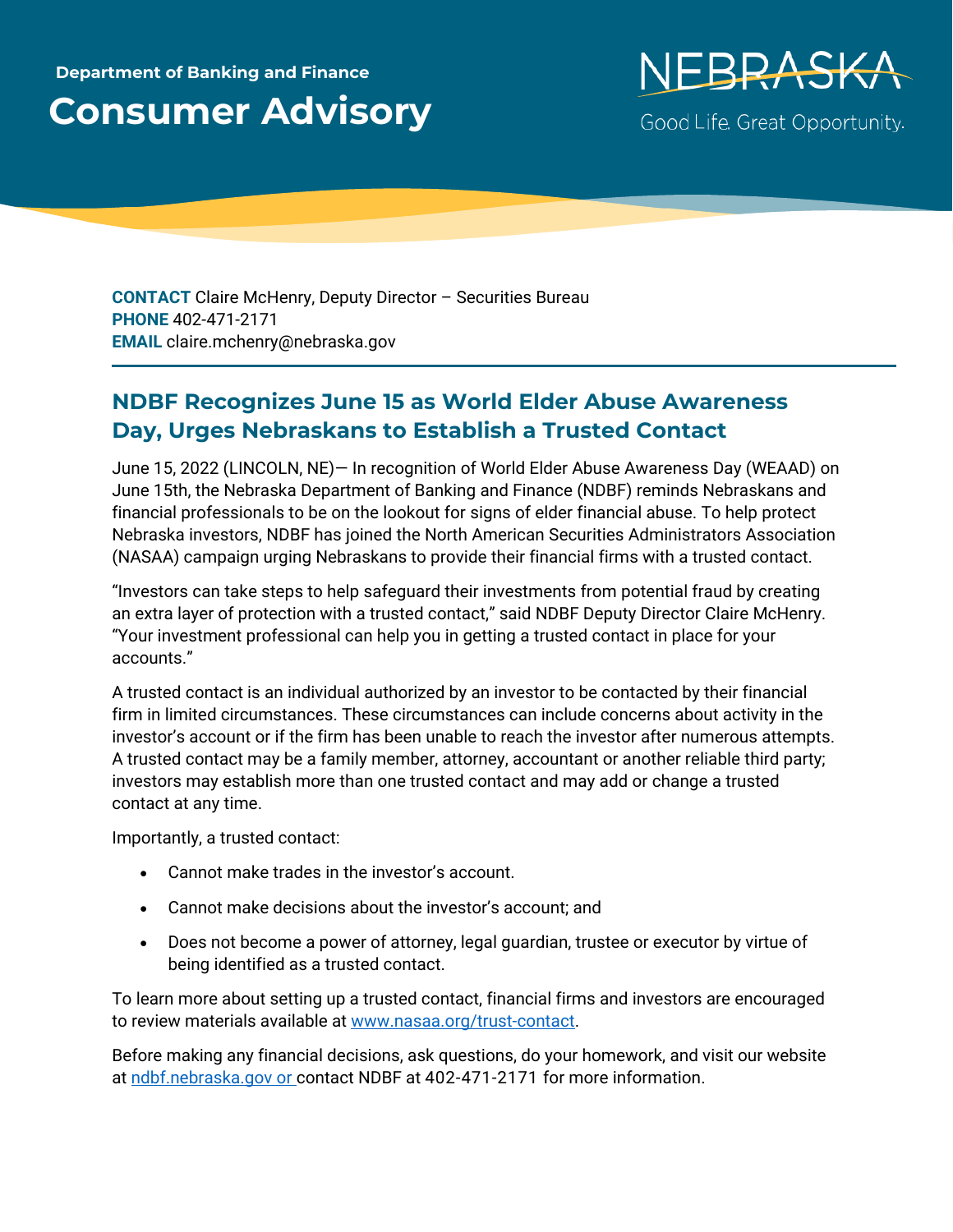**Department of Banking and Finance**

# Consumer Advisory

NEBRASKA

Good Life. Great Opportunity.

**CONTACT** Claire McHenry, Deputy Director – Securities Bureau
**PHONE** 402-471-2171
**EMAIL** claire.mchenry@nebraska.gov

## NDBF Recognizes June 15 as World Elder Abuse Awareness Day, Urges Nebraskans to Establish a Trusted Contact

June 15, 2022 (LINCOLN, NE)— In recognition of World Elder Abuse Awareness Day (WEAAD) on June 15th, the Nebraska Department of Banking and Finance (NDBF) reminds Nebraskans and financial professionals to be on the lookout for signs of elder financial abuse. To help protect Nebraska investors, NDBF has joined the North American Securities Administrators Association (NASAA) campaign urging Nebraskans to provide their financial firms with a trusted contact.

"Investors can take steps to help safeguard their investments from potential fraud by creating an extra layer of protection with a trusted contact," said NDBF Deputy Director Claire McHenry. "Your investment professional can help you in getting a trusted contact in place for your accounts."

A trusted contact is an individual authorized by an investor to be contacted by their financial firm in limited circumstances. These circumstances can include concerns about activity in the investor's account or if the firm has been unable to reach the investor after numerous attempts. A trusted contact may be a family member, attorney, accountant or another reliable third party; investors may establish more than one trusted contact and may add or change a trusted contact at any time.

Importantly, a trusted contact:

- Cannot make trades in the investor's account.
- Cannot make decisions about the investor's account; and
- Does not become a power of attorney, legal guardian, trustee or executor by virtue of being identified as a trusted contact.

To learn more about setting up a trusted contact, financial firms and investors are encouraged to review materials available at [www.nasaa.org/trust-contact](http://www.nasaa.org/trust-contact).

Before making any financial decisions, ask questions, do your homework, and visit our website at [ndbf.nebraska.gov](https://ndbf.nebraska.gov) or contact NDBF at 402-471-2171 for more information.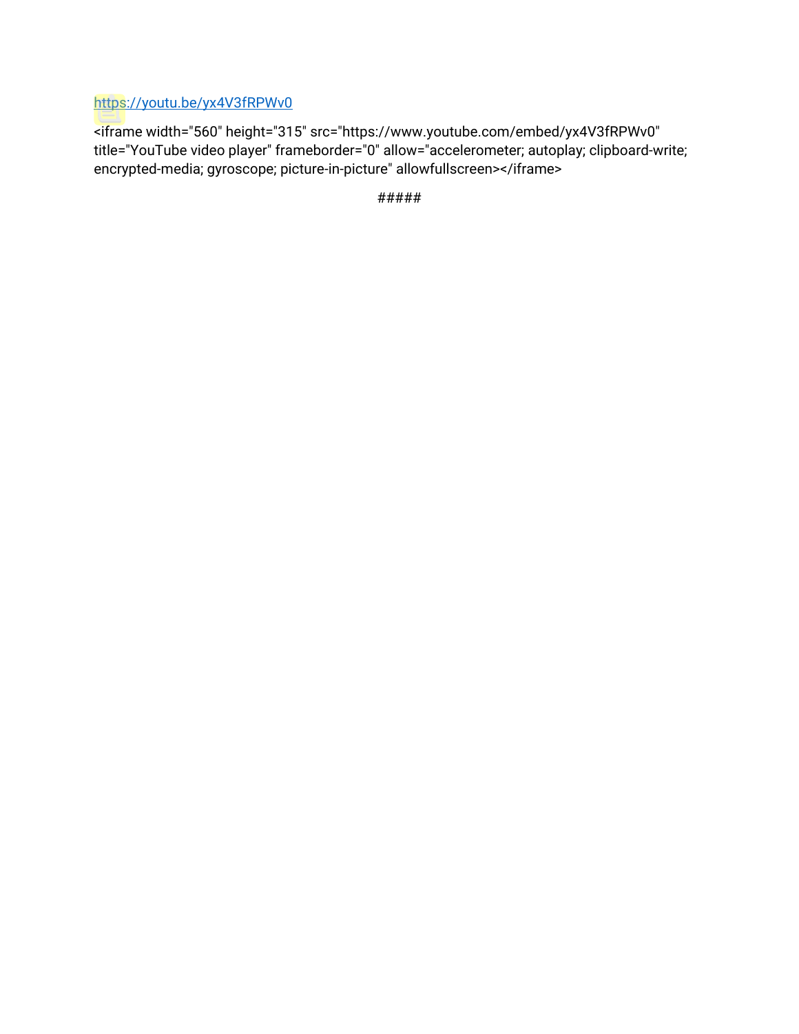https://youtu.be/yx4V3fRPWv0

<iframe width="560" height="315" src="https://www.youtube.com/embed/yx4V3fRPWv0" title="YouTube video player" frameborder="0" allow="accelerometer; autoplay; clipboard-write; encrypted-media; gyroscope; picture-in-picture" allowfullscreen></iframe>

#####